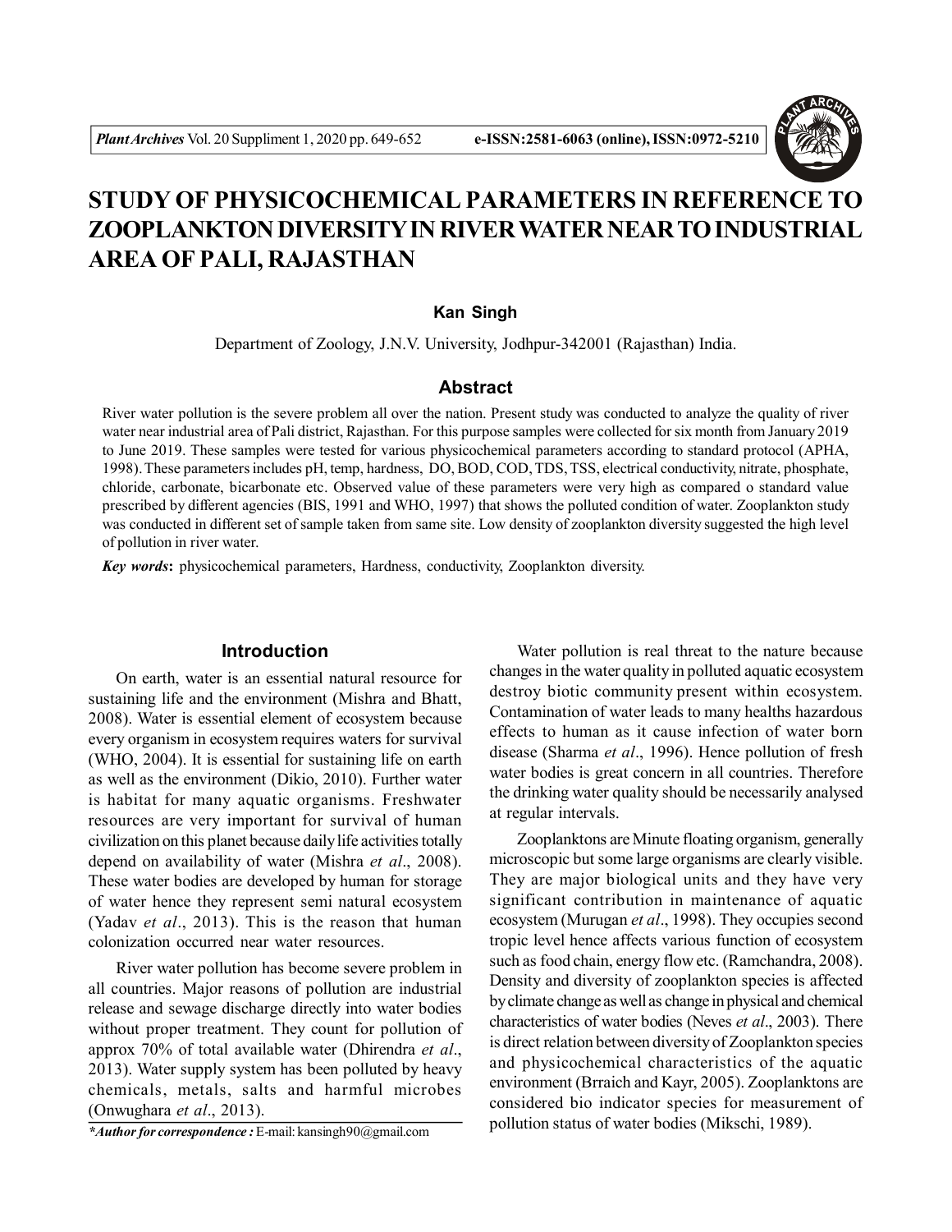# STUDY OF PHYSICOCHEMICAL PARAMETERS IN REFERENCE TO ZOOPLANKTON DIVERSITY IN RIVER WATER NEAR TO INDUSTRIAL AREA OF PALI, RAJASTHAN

**Kan Singh**

Department of Zoology, J.N.V. University, Jodhpur-342001 (Rajasthan) India.

## Abstract

River water pollution is the severe problem all over the nation. Present study was conducted to analyze the quality of river water near industrial area of Pali district, Rajasthan. For this purpose samples were collected for six month from January 2019 to June 2019. These samples were tested for various physicochemical parameters according to standard protocol (APHA, 1998). These parameters includes pH, temp, hardness, DO, BOD, COD, TDS, TSS, electrical conductivity, nitrate, phosphate, chloride, carbonate, bicarbonate etc. Observed value of these parameters were very high as compared o standard value prescribed by different agencies (BIS, 1991 and WHO, 1997) that shows the polluted condition of water. Zooplankton study was conducted in different set of sample taken from same site. Low density of zooplankton diversity suggested the high level of pollution in river water.

***Key words*:** physicochemical parameters, Hardness, conductivity, Zooplankton diversity.

## Introduction

On earth, water is an essential natural resource for sustaining life and the environment (Mishra and Bhatt, 2008). Water is essential element of ecosystem because every organism in ecosystem requires waters for survival (WHO, 2004). It is essential for sustaining life on earth as well as the environment (Dikio, 2010). Further water is habitat for many aquatic organisms. Freshwater resources are very important for survival of human civilization on this planet because daily life activities totally depend on availability of water (Mishra *et al*., 2008). These water bodies are developed by human for storage of water hence they represent semi natural ecosystem (Yadav *et al*., 2013). This is the reason that human colonization occurred near water resources.

River water pollution has become severe problem in all countries. Major reasons of pollution are industrial release and sewage discharge directly into water bodies without proper treatment. They count for pollution of approx 70% of total available water (Dhirendra *et al*., 2013). Water supply system has been polluted by heavy chemicals, metals, salts and harmful microbes (Onwughara *et al*., 2013).

Water pollution is real threat to the nature because changes in the water quality in polluted aquatic ecosystem destroy biotic community present within ecosystem. Contamination of water leads to many healths hazardous effects to human as it cause infection of water born disease (Sharma *et al*., 1996). Hence pollution of fresh water bodies is great concern in all countries. Therefore the drinking water quality should be necessarily analysed at regular intervals.

Zooplanktons are Minute floating organism, generally microscopic but some large organisms are clearly visible. They are major biological units and they have very significant contribution in maintenance of aquatic ecosystem (Murugan *et al*., 1998). They occupies second tropic level hence affects various function of ecosystem such as food chain, energy flow etc. (Ramchandra, 2008). Density and diversity of zooplankton species is affected by climate change as well as change in physical and chemical characteristics of water bodies (Neves *et al*., 2003). There is direct relation between diversity of Zooplankton species and physicochemical characteristics of the aquatic environment (Brraich and Kayr, 2005). Zooplanktons are considered bio indicator species for measurement of pollution status of water bodies (Mikschi, 1989).

***Author for correspondence :*** E-mail: kansingh90@gmail.com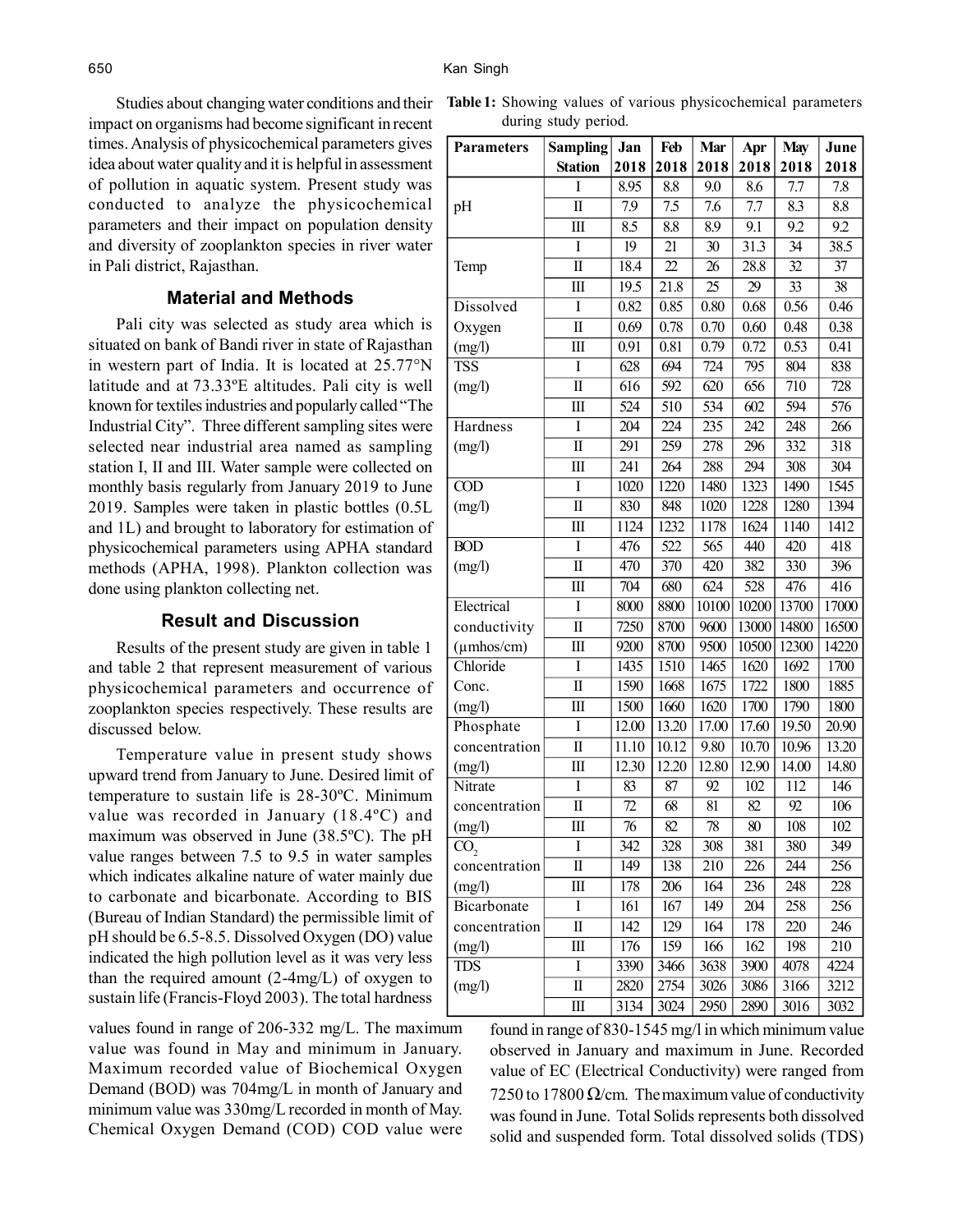Studies about changing water conditions and their impact on organisms had become significant in recent times. Analysis of physicochemical parameters gives idea about water quality and it is helpful in assessment of pollution in aquatic system. Present study was conducted to analyze the physicochemical parameters and their impact on population density and diversity of zooplankton species in river water in Pali district, Rajasthan.

## Material and Methods

Pali city was selected as study area which is situated on bank of Bandi river in state of Rajasthan in western part of India. It is located at 25.77°N latitude and at 73.33ºE altitudes. Pali city is well known for textiles industries and popularly called "The Industrial City". Three different sampling sites were selected near industrial area named as sampling station I, II and III. Water sample were collected on monthly basis regularly from January 2019 to June 2019. Samples were taken in plastic bottles (0.5L and 1L) and brought to laboratory for estimation of physicochemical parameters using APHA standard methods (APHA, 1998). Plankton collection was done using plankton collecting net.

## Result and Discussion

Results of the present study are given in table 1 and table 2 that represent measurement of various physicochemical parameters and occurrence of zooplankton species respectively. These results are discussed below.

Temperature value in present study shows upward trend from January to June. Desired limit of temperature to sustain life is 28-30ºC. Minimum value was recorded in January (18.4ºC) and maximum was observed in June (38.5ºC). The pH value ranges between 7.5 to 9.5 in water samples which indicates alkaline nature of water mainly due to carbonate and bicarbonate. According to BIS (Bureau of Indian Standard) the permissible limit of pH should be 6.5-8.5. Dissolved Oxygen (DO) value indicated the high pollution level as it was very less than the required amount (2-4mg/L) of oxygen to sustain life (Francis-Floyd 2003). The total hardness values found in range of 206-332 mg/L. The maximum value was found in May and minimum in January. Maximum recorded value of Biochemical Oxygen Demand (BOD) was 704mg/L in month of January and minimum value was 330mg/L recorded in month of May. Chemical Oxygen Demand (COD) COD value were found in range of 830-1545 mg/l in which minimum value observed in January and maximum in June. Recorded value of EC (Electrical Conductivity) were ranged from 7250 to 17800 Ω/cm. The maximum value of conductivity was found in June. Total Solids represents both dissolved solid and suspended form. Total dissolved solids (TDS)

**Table 1:** Showing values of various physicochemical parameters during study period.

| Parameters | Sampling Station | Jan 2018 | Feb 2018 | Mar 2018 | Apr 2018 | May 2018 | June 2018 |
|---|---|---|---|---|---|---|---|
| pH | I | 8.95 | 8.8 | 9.0 | 8.6 | 7.7 | 7.8 |
| | II | 7.9 | 7.5 | 7.6 | 7.7 | 8.3 | 8.8 |
| | III | 8.5 | 8.8 | 8.9 | 9.1 | 9.2 | 9.2 |
| Temp | I | 19 | 21 | 30 | 31.3 | 34 | 38.5 |
| | II | 18.4 | 22 | 26 | 28.8 | 32 | 37 |
| | III | 19.5 | 21.8 | 25 | 29 | 33 | 38 |
| Dissolved Oxygen (mg/l) | I | 0.82 | 0.85 | 0.80 | 0.68 | 0.56 | 0.46 |
| | II | 0.69 | 0.78 | 0.70 | 0.60 | 0.48 | 0.38 |
| | III | 0.91 | 0.81 | 0.79 | 0.72 | 0.53 | 0.41 |
| TSS (mg/l) | I | 628 | 694 | 724 | 795 | 804 | 838 |
| | II | 616 | 592 | 620 | 656 | 710 | 728 |
| | III | 524 | 510 | 534 | 602 | 594 | 576 |
| Hardness (mg/l) | I | 204 | 224 | 235 | 242 | 248 | 266 |
| | II | 291 | 259 | 278 | 296 | 332 | 318 |
| | III | 241 | 264 | 288 | 294 | 308 | 304 |
| COD (mg/l) | I | 1020 | 1220 | 1480 | 1323 | 1490 | 1545 |
| | II | 830 | 848 | 1020 | 1228 | 1280 | 1394 |
| | III | 1124 | 1232 | 1178 | 1624 | 1140 | 1412 |
| BOD (mg/l) | I | 476 | 522 | 565 | 440 | 420 | 418 |
| | II | 470 | 370 | 420 | 382 | 330 | 396 |
| | III | 704 | 680 | 624 | 528 | 476 | 416 |
| Electrical conductivity (µmhos/cm) | I | 8000 | 8800 | 10100 | 10200 | 13700 | 17000 |
| | II | 7250 | 8700 | 9600 | 13000 | 14800 | 16500 |
| | III | 9200 | 8700 | 9500 | 10500 | 12300 | 14220 |
| Chloride Conc. (mg/l) | I | 1435 | 1510 | 1465 | 1620 | 1692 | 1700 |
| | II | 1590 | 1668 | 1675 | 1722 | 1800 | 1885 |
| | III | 1500 | 1660 | 1620 | 1700 | 1790 | 1800 |
| Phosphate concentration (mg/l) | I | 12.00 | 13.20 | 17.00 | 17.60 | 19.50 | 20.90 |
| | II | 11.10 | 10.12 | 9.80 | 10.70 | 10.96 | 13.20 |
| | III | 12.30 | 12.20 | 12.80 | 12.90 | 14.00 | 14.80 |
| Nitrate concentration (mg/l) | I | 83 | 87 | 92 | 102 | 112 | 146 |
| | II | 72 | 68 | 81 | 82 | 92 | 106 |
| | III | 76 | 82 | 78 | 80 | 108 | 102 |
| $CO_2$ concentration (mg/l) | I | 342 | 328 | 308 | 381 | 380 | 349 |
| | II | 149 | 138 | 210 | 226 | 244 | 256 |
| | III | 178 | 206 | 164 | 236 | 248 | 228 |
| Bicarbonate concentration (mg/l) | I | 161 | 167 | 149 | 204 | 258 | 256 |
| | II | 142 | 129 | 164 | 178 | 220 | 246 |
| | III | 176 | 159 | 166 | 162 | 198 | 210 |
| TDS (mg/l) | I | 3390 | 3466 | 3638 | 3900 | 4078 | 4224 |
| | II | 2820 | 2754 | 3026 | 3086 | 3166 | 3212 |
| | III | 3134 | 3024 | 2950 | 2890 | 3016 | 3032 |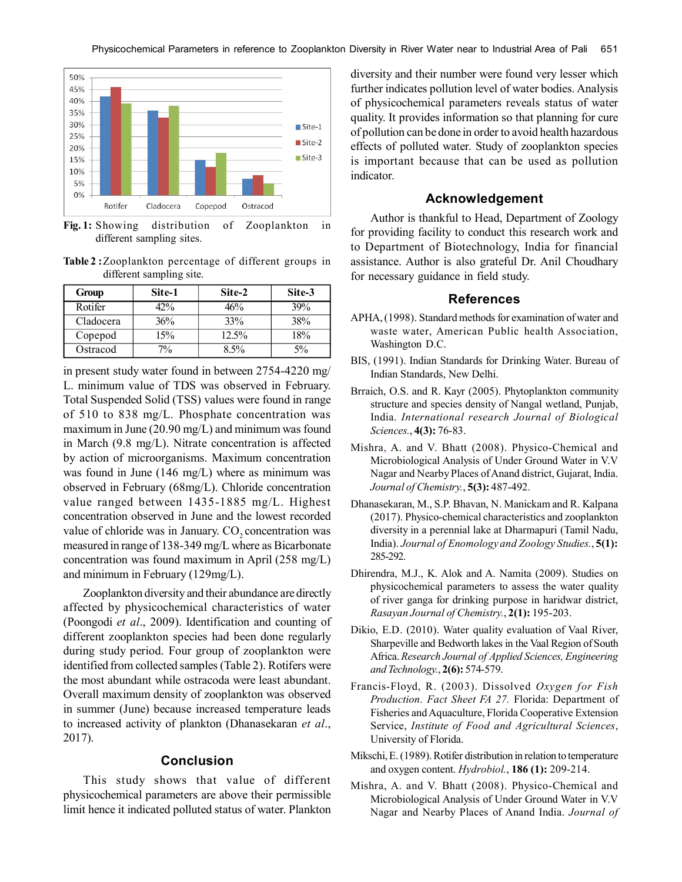**Fig. 1:** Showing distribution of Zooplankton in different sampling sites.

**Table 2 :** Zooplankton percentage of different groups in different sampling site.

| Group | Site-1 | Site-2 | Site-3 |
|---|---|---|---|
| Rotifer | 42% | 46% | 39% |
| Cladocera | 36% | 33% | 38% |
| Copepod | 15% | 12.5% | 18% |
| Ostracod | 7% | 8.5% | 5% |

in present study water found in between 2754-4220 mg/L. minimum value of TDS was observed in February. Total Suspended Solid (TSS) values were found in range of 510 to 838 mg/L. Phosphate concentration was maximum in June (20.90 mg/L) and minimum was found in March (9.8 mg/L). Nitrate concentration is affected by action of microorganisms. Maximum concentration was found in June (146 mg/L) where as minimum was observed in February (68mg/L). Chloride concentration value ranged between 1435-1885 mg/L. Highest concentration observed in June and the lowest recorded value of chloride was in January. $CO_2$ concentration was measured in range of 138-349 mg/L where as Bicarbonate concentration was found maximum in April (258 mg/L) and minimum in February (129mg/L).

Zooplankton diversity and their abundance are directly affected by physicochemical characteristics of water (Poongodi *et al*., 2009). Identification and counting of different zooplankton species had been done regularly during study period. Four group of zooplankton were identified from collected samples (Table 2). Rotifers were the most abundant while ostracoda were least abundant. Overall maximum density of zooplankton was observed in summer (June) because increased temperature leads to increased activity of plankton (Dhanasekaran *et al*., 2017).

## Conclusion

This study shows that value of different physicochemical parameters are above their permissible limit hence it indicated polluted status of water. Plankton diversity and their number were found very lesser which further indicates pollution level of water bodies. Analysis of physicochemical parameters reveals status of water quality. It provides information so that planning for cure of pollution can be done in order to avoid health hazardous effects of polluted water. Study of zooplankton species is important because that can be used as pollution indicator.

## Acknowledgement

Author is thankful to Head, Department of Zoology for providing facility to conduct this research work and to Department of Biotechnology, India for financial assistance. Author is also grateful Dr. Anil Choudhary for necessary guidance in field study.

## References

APHA, (1998). Standard methods for examination of water and waste water, American Public health Association, Washington D.C.

BIS, (1991). Indian Standards for Drinking Water. Bureau of Indian Standards, New Delhi.

Brraich, O.S. and R. Kayr (2005). Phytoplankton community structure and species density of Nangal wetland, Punjab, India. *International research Journal of Biological Sciences.*, **4(3):** 76-83.

Mishra, A. and V. Bhatt (2008). Physico-Chemical and Microbiological Analysis of Under Ground Water in V.V Nagar and Nearby Places of Anand district, Gujarat, India. *Journal of Chemistry.*, **5(3):** 487-492.

Dhanasekaran, M., S.P. Bhavan, N. Manickam and R. Kalpana (2017). Physico-chemical characteristics and zooplankton diversity in a perennial lake at Dharmapuri (Tamil Nadu, India). *Journal of Enomology and Zoology Studies.*, **5(1):** 285-292.

Dhirendra, M.J., K. Alok and A. Namita (2009). Studies on physicochemical parameters to assess the water quality of river ganga for drinking purpose in haridwar district, *Rasayan Journal of Chemistry.*, **2(1):** 195-203.

Dikio, E.D. (2010). Water quality evaluation of Vaal River, Sharpeville and Bedworth lakes in the Vaal Region of South Africa. *Research Journal of Applied Sciences, Engineering and Technology.*, **2(6):** 574-579.

Francis-Floyd, R. (2003). Dissolved *Oxygen for Fish Production. Fact Sheet FA 27.* Florida: Department of Fisheries and Aquaculture, Florida Cooperative Extension Service, *Institute of Food and Agricultural Sciences*, University of Florida.

Mikschi, E. (1989). Rotifer distribution in relation to temperature and oxygen content. *Hydrobiol.*, **186 (1):** 209-214.

Mishra, A. and V. Bhatt (2008). Physico-Chemical and Microbiological Analysis of Under Ground Water in V.V Nagar and Nearby Places of Anand India. *Journal of*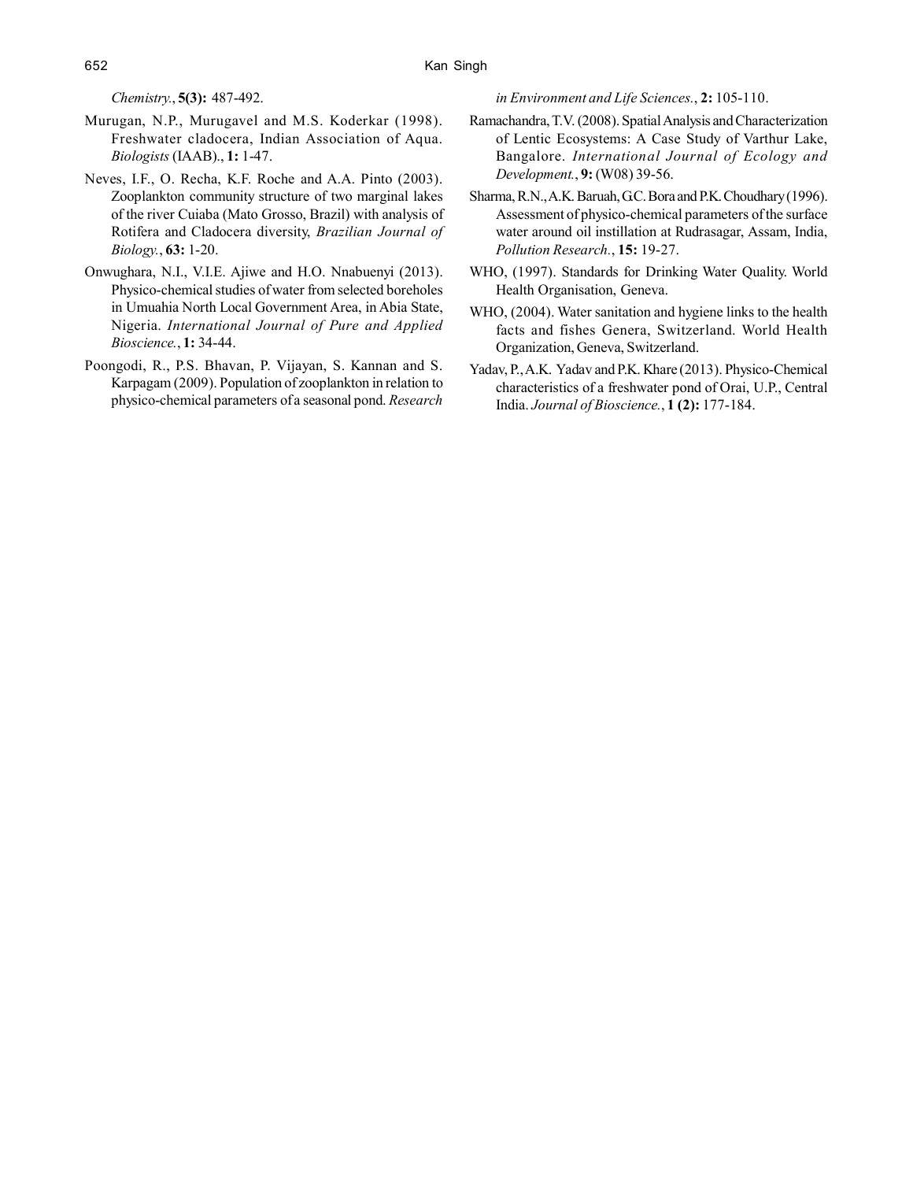*Chemistry.*, **5(3):** 487-492.

Murugan, N.P., Murugavel and M.S. Koderkar (1998). Freshwater cladocera, Indian Association of Aqua. *Biologists* (IAAB)., **1:** 1-47.

Neves, I.F., O. Recha, K.F. Roche and A.A. Pinto (2003). Zooplankton community structure of two marginal lakes of the river Cuiaba (Mato Grosso, Brazil) with analysis of Rotifera and Cladocera diversity, *Brazilian Journal of Biology.*, **63:** 1-20.

Onwughara, N.I., V.I.E. Ajiwe and H.O. Nnabuenyi (2013). Physico-chemical studies of water from selected boreholes in Umuahia North Local Government Area, in Abia State, Nigeria. *International Journal of Pure and Applied Bioscience.*, **1:** 34-44.

Poongodi, R., P.S. Bhavan, P. Vijayan, S. Kannan and S. Karpagam (2009). Population of zooplankton in relation to physico-chemical parameters of a seasonal pond. *Research in Environment and Life Sciences.*, **2:** 105-110.

Ramachandra, T.V. (2008). Spatial Analysis and Characterization of Lentic Ecosystems: A Case Study of Varthur Lake, Bangalore. *International Journal of Ecology and Development.*, **9:** (W08) 39-56.

Sharma, R.N., A.K. Baruah, G.C. Bora and P.K. Choudhary (1996). Assessment of physico-chemical parameters of the surface water around oil instillation at Rudrasagar, Assam, India, *Pollution Research.*, **15:** 19-27.

WHO, (1997). Standards for Drinking Water Quality. World Health Organisation, Geneva.

WHO, (2004). Water sanitation and hygiene links to the health facts and fishes Genera, Switzerland. World Health Organization, Geneva, Switzerland.

Yadav, P., A.K. Yadav and P.K. Khare (2013). Physico-Chemical characteristics of a freshwater pond of Orai, U.P., Central India. *Journal of Bioscience.*, **1 (2):** 177-184.